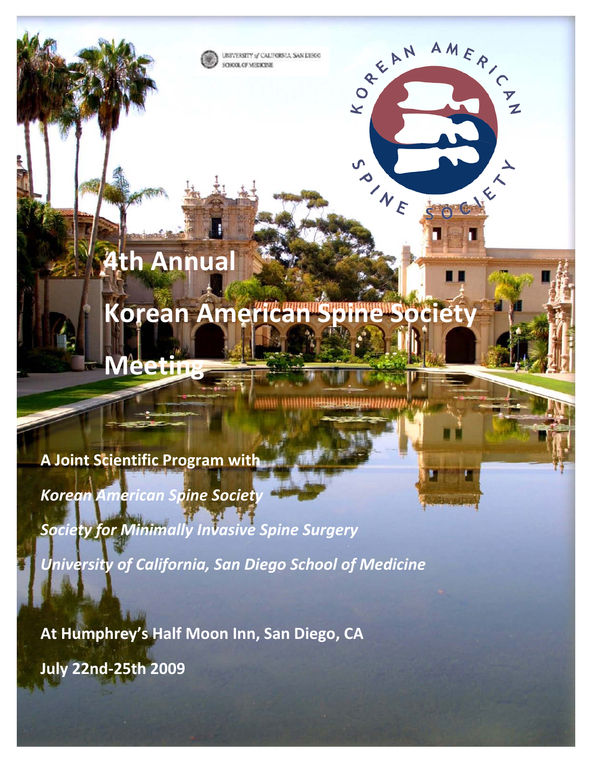UNIVERSITY of CALIFORNIA, SAN DIEGO
SCHOOL OF MEDICINE

KOREAN AMERICAN SPINE SOCIETY

# 4th Annual Korean American Spine Society Meeting

**A Joint Scientific Program with**

***Korean American Spine Society***

***Society for Minimally Invasive Spine Surgery***

***University of California, San Diego School of Medicine***

**At Humphrey's Half Moon Inn, San Diego, CA**

**July 22nd-25th 2009**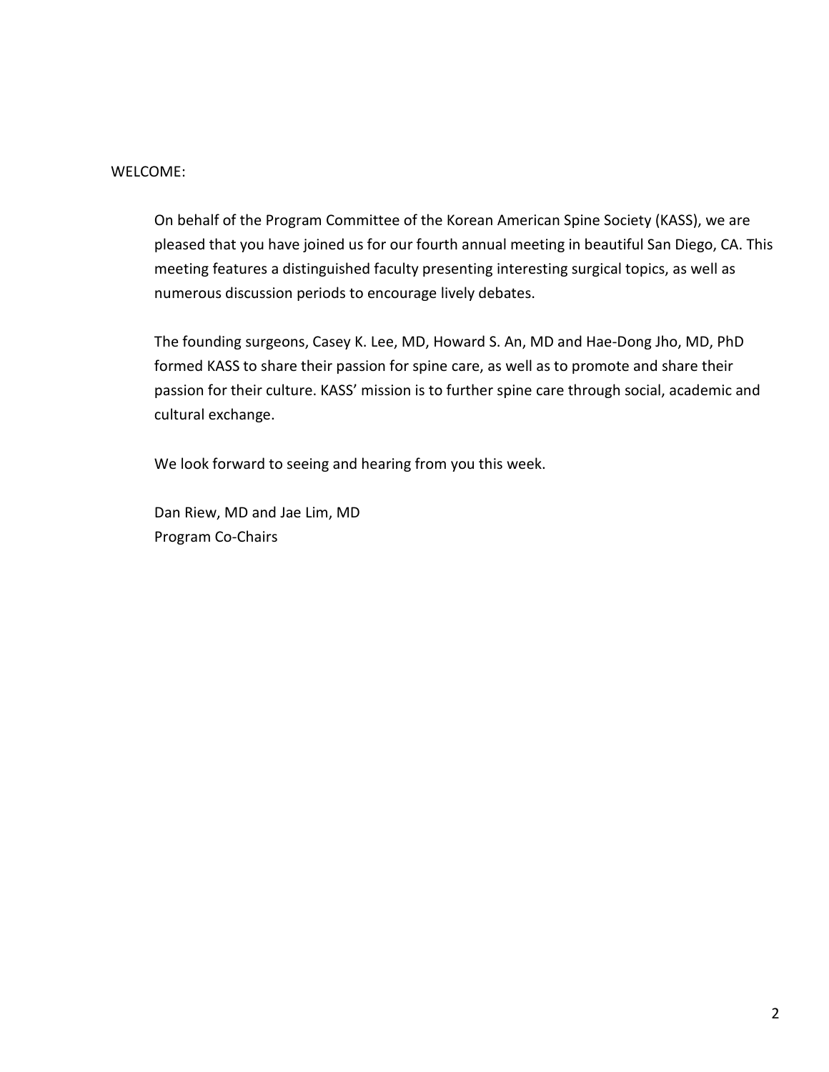WELCOME:

On behalf of the Program Committee of the Korean American Spine Society (KASS), we are pleased that you have joined us for our fourth annual meeting in beautiful San Diego, CA. This meeting features a distinguished faculty presenting interesting surgical topics, as well as numerous discussion periods to encourage lively debates.

The founding surgeons, Casey K. Lee, MD, Howard S. An, MD and Hae-Dong Jho, MD, PhD formed KASS to share their passion for spine care, as well as to promote and share their passion for their culture. KASS' mission is to further spine care through social, academic and cultural exchange.

We look forward to seeing and hearing from you this week.

Dan Riew, MD and Jae Lim, MD
Program Co-Chairs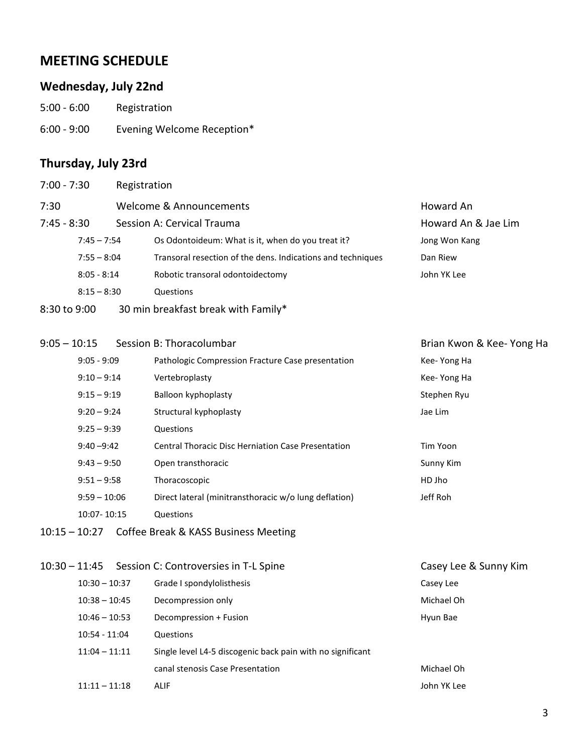# MEETING SCHEDULE

## Wednesday, July 22nd

| | |
|---|---|
| 5:00 - 6:00 | Registration |
| 6:00 - 9:00 | Evening Welcome Reception* |

## Thursday, July 23rd

| | | | |
|---|---|---|---|
| 7:00 - 7:30 | Registration | | |
| 7:30 | Welcome & Announcements | | Howard An |
| 7:45 - 8:30 | Session A: Cervical Trauma | | Howard An & Jae Lim |
| | 7:45 – 7:54 | Os Odontoideum: What is it, when do you treat it? | Jong Won Kang |
| | 7:55 – 8:04 | Transoral resection of the dens. Indications and techniques | Dan Riew |
| | 8:05 - 8:14 | Robotic transoral odontoidectomy | John YK Lee |
| | 8:15 – 8:30 | Questions | |
| 8:30 to 9:00 | 30 min breakfast break with Family* | | |
| 9:05 – 10:15 | Session B: Thoracolumbar | | Brian Kwon & Kee- Yong Ha |
| | 9:05 - 9:09 | Pathologic Compression Fracture Case presentation | Kee- Yong Ha |
| | 9:10 – 9:14 | Vertebroplasty | Kee- Yong Ha |
| | 9:15 – 9:19 | Balloon kyphoplasty | Stephen Ryu |
| | 9:20 – 9:24 | Structural kyphoplasty | Jae Lim |
| | 9:25 – 9:39 | Questions | |
| | 9:40 –9:42 | Central Thoracic Disc Herniation Case Presentation | Tim Yoon |
| | 9:43 – 9:50 | Open transthoracic | Sunny Kim |
| | 9:51 – 9:58 | Thoracoscopic | HD Jho |
| | 9:59 – 10:06 | Direct lateral (minitransthoracic w/o lung deflation) | Jeff Roh |
| | 10:07- 10:15 | Questions | |
| 10:15 – 10:27 | Coffee Break & KASS Business Meeting | | |
| 10:30 – 11:45 | Session C: Controversies in T-L Spine | | Casey Lee & Sunny Kim |
| | 10:30 – 10:37 | Grade I spondylolisthesis | Casey Lee |
| | 10:38 – 10:45 | Decompression only | Michael Oh |
| | 10:46 – 10:53 | Decompression + Fusion | Hyun Bae |
| | 10:54 - 11:04 | Questions | |
| | 11:04 – 11:11 | Single level L4-5 discogenic back pain with no significant canal stenosis Case Presentation | Michael Oh |
| | 11:11 – 11:18 | ALIF | John YK Lee |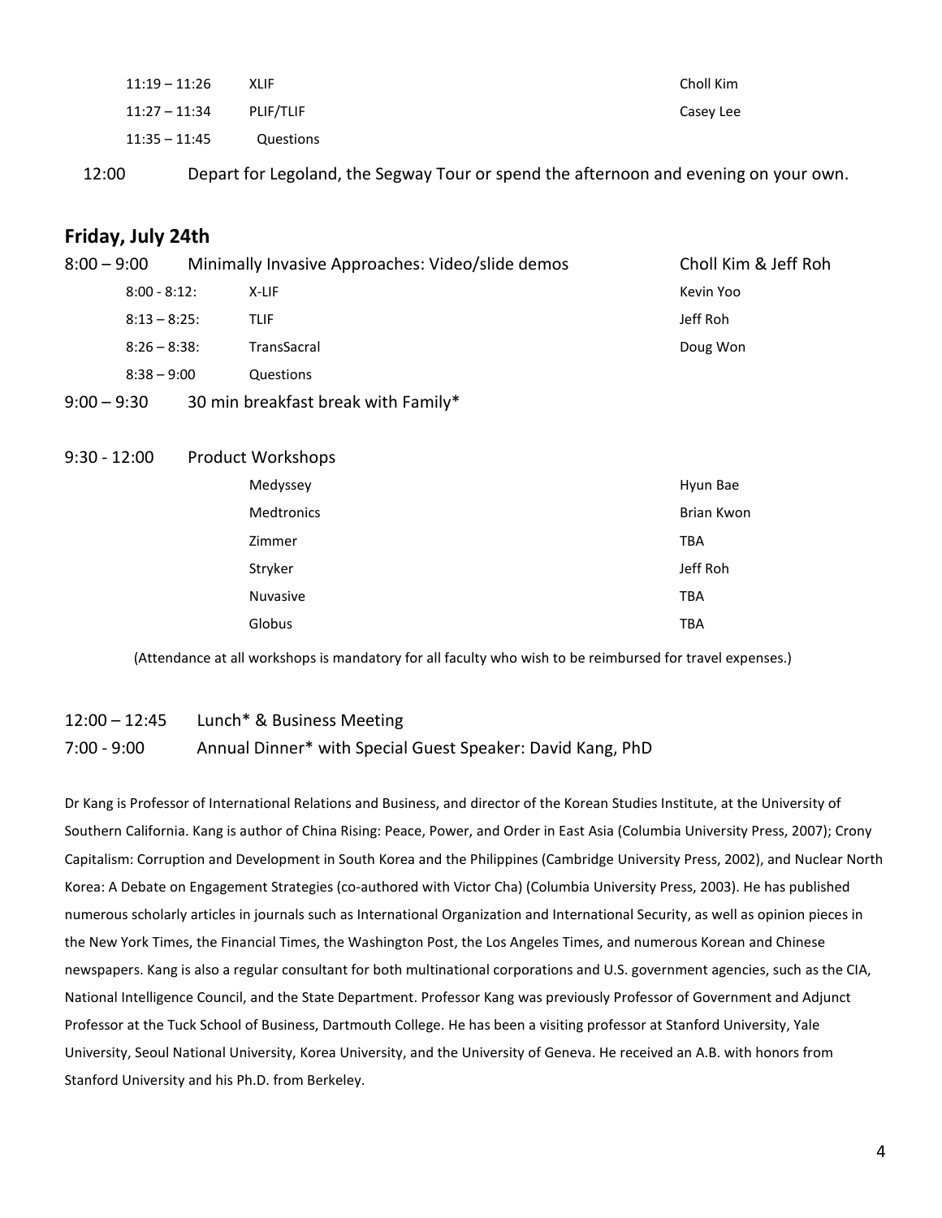| | | |
|---|---|---|
| 11:19 – 11:26 | XLIF | Choll Kim |
| 11:27 – 11:34 | PLIF/TLIF | Casey Lee |
| 11:35 – 11:45 | Questions | |

12:00 Depart for Legoland, the Segway Tour or spend the afternoon and evening on your own.

## Friday, July 24th

8:00 – 9:00 Minimally Invasive Approaches: Video/slide demos — Choll Kim & Jeff Roh

| | | |
|---|---|---|
| 8:00 - 8:12: | X-LIF | Kevin Yoo |
| 8:13 – 8:25: | TLIF | Jeff Roh |
| 8:26 – 8:38: | TransSacral | Doug Won |
| 8:38 – 9:00 | Questions | |

9:00 – 9:30 30 min breakfast break with Family*

9:30 - 12:00 Product Workshops

| | |
|---|---|
| Medyssey | Hyun Bae |
| Medtronics | Brian Kwon |
| Zimmer | TBA |
| Stryker | Jeff Roh |
| Nuvasive | TBA |
| Globus | TBA |

(Attendance at all workshops is mandatory for all faculty who wish to be reimbursed for travel expenses.)

12:00 – 12:45 Lunch* & Business Meeting

7:00 - 9:00 Annual Dinner* with Special Guest Speaker: David Kang, PhD

Dr Kang is Professor of International Relations and Business, and director of the Korean Studies Institute, at the University of Southern California. Kang is author of China Rising: Peace, Power, and Order in East Asia (Columbia University Press, 2007); Crony Capitalism: Corruption and Development in South Korea and the Philippines (Cambridge University Press, 2002), and Nuclear North Korea: A Debate on Engagement Strategies (co-authored with Victor Cha) (Columbia University Press, 2003). He has published numerous scholarly articles in journals such as International Organization and International Security, as well as opinion pieces in the New York Times, the Financial Times, the Washington Post, the Los Angeles Times, and numerous Korean and Chinese newspapers. Kang is also a regular consultant for both multinational corporations and U.S. government agencies, such as the CIA, National Intelligence Council, and the State Department. Professor Kang was previously Professor of Government and Adjunct Professor at the Tuck School of Business, Dartmouth College. He has been a visiting professor at Stanford University, Yale University, Seoul National University, Korea University, and the University of Geneva. He received an A.B. with honors from Stanford University and his Ph.D. from Berkeley.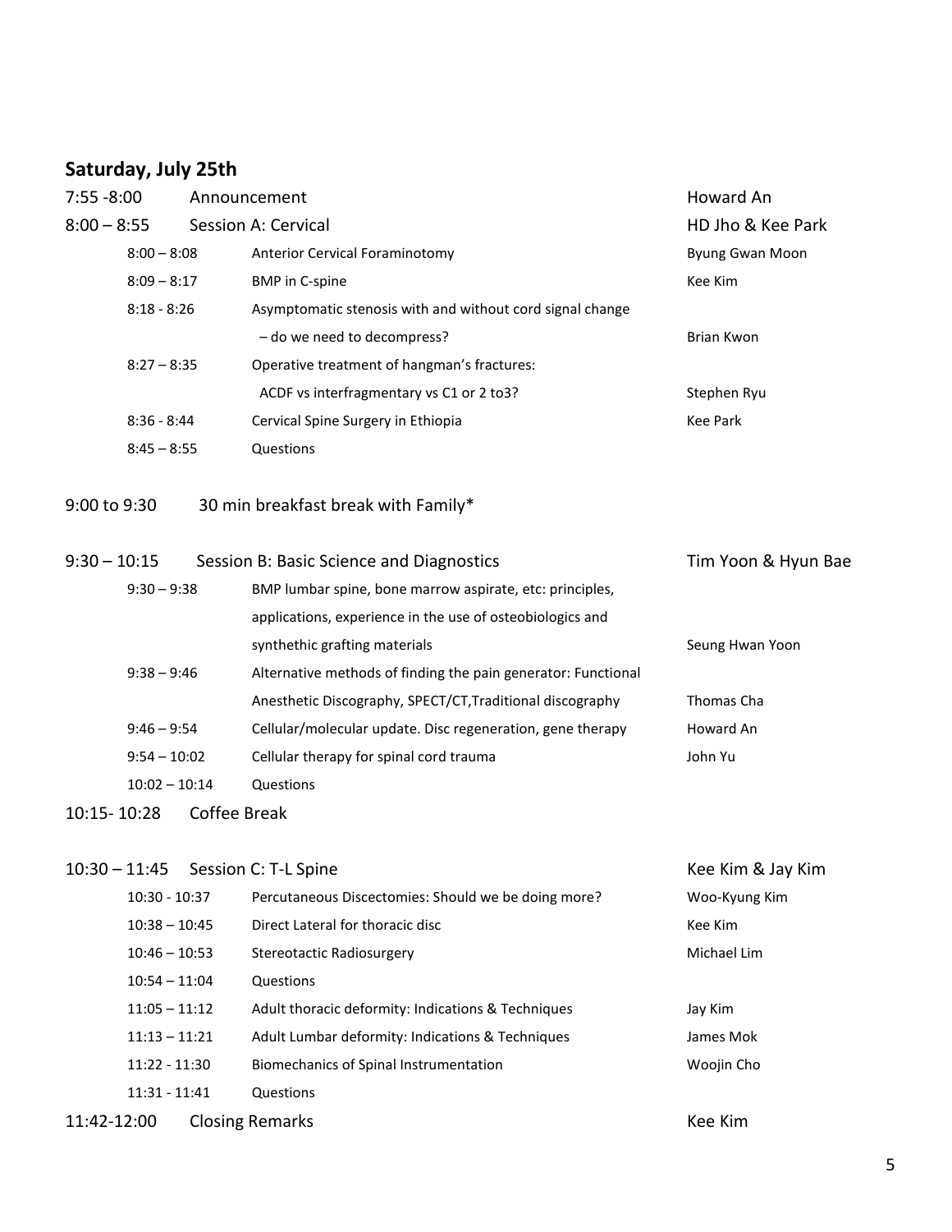## Saturday, July 25th

| | | |
|---|---|---|
| 7:55 -8:00 | Announcement | Howard An |
| 8:00 – 8:55 | Session A: Cervical | HD Jho & Kee Park |
| 8:00 – 8:08 | Anterior Cervical Foraminotomy | Byung Gwan Moon |
| 8:09 – 8:17 | BMP in C-spine | Kee Kim |
| 8:18 - 8:26 | Asymptomatic stenosis with and without cord signal change – do we need to decompress? | Brian Kwon |
| 8:27 – 8:35 | Operative treatment of hangman's fractures: ACDF vs interfragmentary vs C1 or 2 to3? | Stephen Ryu |
| 8:36 - 8:44 | Cervical Spine Surgery in Ethiopia | Kee Park |
| 8:45 – 8:55 | Questions | |
| 9:00 to 9:30 | 30 min breakfast break with Family* | |
| 9:30 – 10:15 | Session B: Basic Science and Diagnostics | Tim Yoon & Hyun Bae |
| 9:30 – 9:38 | BMP lumbar spine, bone marrow aspirate, etc: principles, applications, experience in the use of osteobiologics and synthethic grafting materials | Seung Hwan Yoon |
| 9:38 – 9:46 | Alternative methods of finding the pain generator: Functional Anesthetic Discography, SPECT/CT,Traditional discography | Thomas Cha |
| 9:46 – 9:54 | Cellular/molecular update. Disc regeneration, gene therapy | Howard An |
| 9:54 – 10:02 | Cellular therapy for spinal cord trauma | John Yu |
| 10:02 – 10:14 | Questions | |
| 10:15- 10:28 | Coffee Break | |
| 10:30 – 11:45 | Session C: T-L Spine | Kee Kim & Jay Kim |
| 10:30 - 10:37 | Percutaneous Discectomies: Should we be doing more? | Woo-Kyung Kim |
| 10:38 – 10:45 | Direct Lateral for thoracic disc | Kee Kim |
| 10:46 – 10:53 | Stereotactic Radiosurgery | Michael Lim |
| 10:54 – 11:04 | Questions | |
| 11:05 – 11:12 | Adult thoracic deformity: Indications & Techniques | Jay Kim |
| 11:13 – 11:21 | Adult Lumbar deformity: Indications & Techniques | James Mok |
| 11:22 - 11:30 | Biomechanics of Spinal Instrumentation | Woojin Cho |
| 11:31 - 11:41 | Questions | |
| 11:42-12:00 | Closing Remarks | Kee Kim |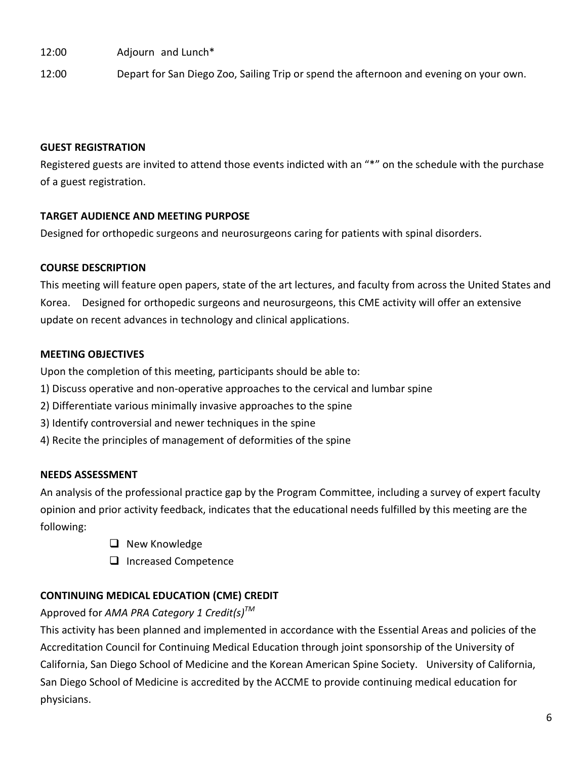12:00 Adjourn and Lunch*

12:00 Depart for San Diego Zoo, Sailing Trip or spend the afternoon and evening on your own.

**GUEST REGISTRATION**

Registered guests are invited to attend those events indicted with an "*" on the schedule with the purchase of a guest registration.

**TARGET AUDIENCE AND MEETING PURPOSE**

Designed for orthopedic surgeons and neurosurgeons caring for patients with spinal disorders.

**COURSE DESCRIPTION**

This meeting will feature open papers, state of the art lectures, and faculty from across the United States and Korea. Designed for orthopedic surgeons and neurosurgeons, this CME activity will offer an extensive update on recent advances in technology and clinical applications.

**MEETING OBJECTIVES**

Upon the completion of this meeting, participants should be able to:

1) Discuss operative and non-operative approaches to the cervical and lumbar spine
2) Differentiate various minimally invasive approaches to the spine
3) Identify controversial and newer techniques in the spine
4) Recite the principles of management of deformities of the spine

**NEEDS ASSESSMENT**

An analysis of the professional practice gap by the Program Committee, including a survey of expert faculty opinion and prior activity feedback, indicates that the educational needs fulfilled by this meeting are the following:

- ❑ New Knowledge
- ❑ Increased Competence

**CONTINUING MEDICAL EDUCATION (CME) CREDIT**

Approved for *AMA PRA Category 1 Credit(s)™*

This activity has been planned and implemented in accordance with the Essential Areas and policies of the Accreditation Council for Continuing Medical Education through joint sponsorship of the University of California, San Diego School of Medicine and the Korean American Spine Society. University of California, San Diego School of Medicine is accredited by the ACCME to provide continuing medical education for physicians.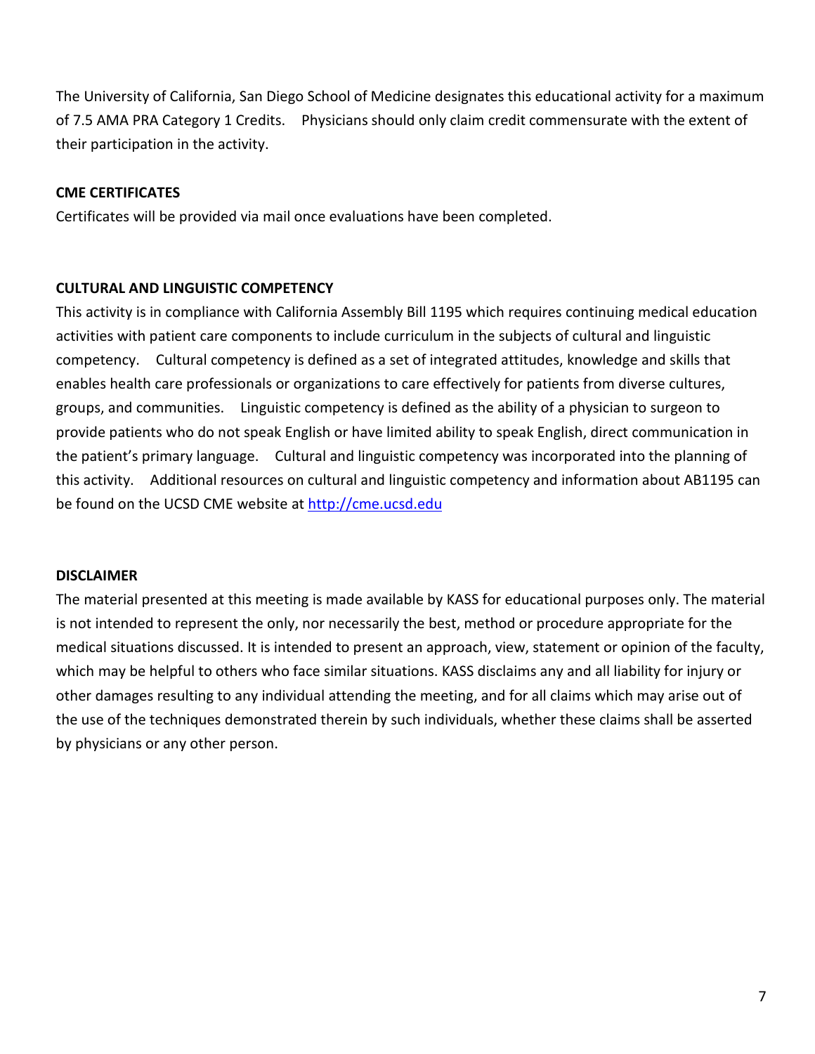The University of California, San Diego School of Medicine designates this educational activity for a maximum of 7.5 AMA PRA Category 1 Credits. Physicians should only claim credit commensurate with the extent of their participation in the activity.

**CME CERTIFICATES**

Certificates will be provided via mail once evaluations have been completed.

**CULTURAL AND LINGUISTIC COMPETENCY**

This activity is in compliance with California Assembly Bill 1195 which requires continuing medical education activities with patient care components to include curriculum in the subjects of cultural and linguistic competency. Cultural competency is defined as a set of integrated attitudes, knowledge and skills that enables health care professionals or organizations to care effectively for patients from diverse cultures, groups, and communities. Linguistic competency is defined as the ability of a physician to surgeon to provide patients who do not speak English or have limited ability to speak English, direct communication in the patient's primary language. Cultural and linguistic competency was incorporated into the planning of this activity. Additional resources on cultural and linguistic competency and information about AB1195 can be found on the UCSD CME website at [http://cme.ucsd.edu](http://cme.ucsd.edu)

**DISCLAIMER**

The material presented at this meeting is made available by KASS for educational purposes only. The material is not intended to represent the only, nor necessarily the best, method or procedure appropriate for the medical situations discussed. It is intended to present an approach, view, statement or opinion of the faculty, which may be helpful to others who face similar situations. KASS disclaims any and all liability for injury or other damages resulting to any individual attending the meeting, and for all claims which may arise out of the use of the techniques demonstrated therein by such individuals, whether these claims shall be asserted by physicians or any other person.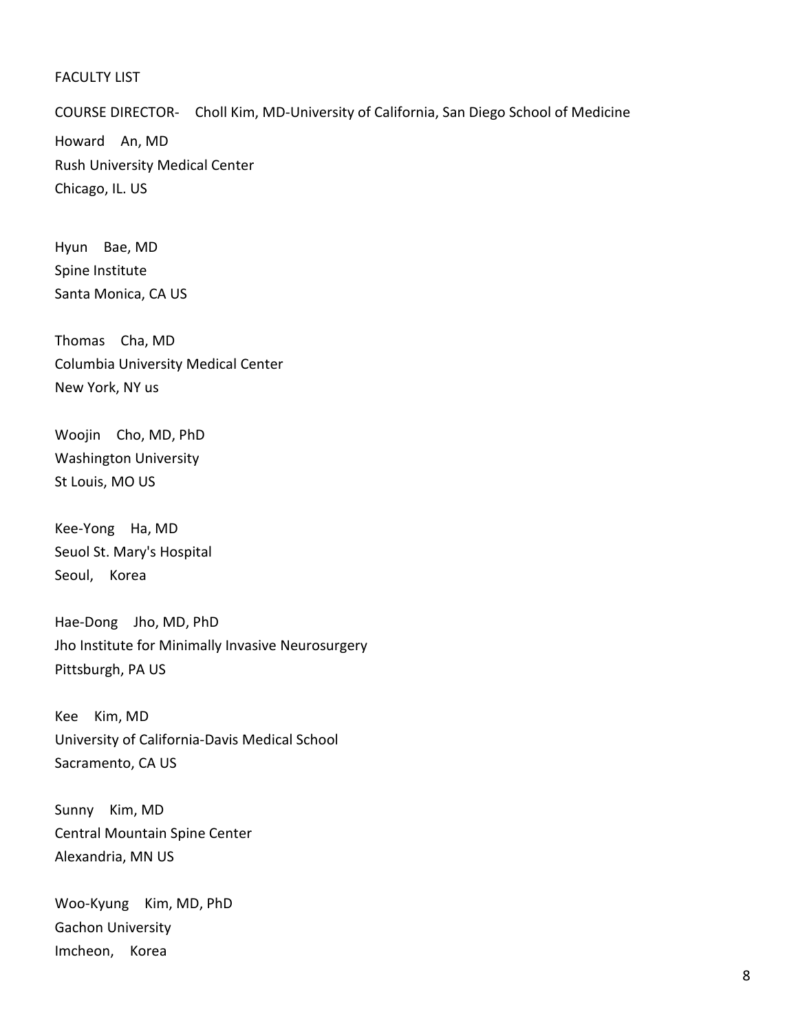FACULTY LIST

COURSE DIRECTOR- Choll Kim, MD-University of California, San Diego School of Medicine

Howard An, MD
Rush University Medical Center
Chicago, IL. US

Hyun Bae, MD
Spine Institute
Santa Monica, CA US

Thomas Cha, MD
Columbia University Medical Center
New York, NY us

Woojin Cho, MD, PhD
Washington University
St Louis, MO US

Kee-Yong Ha, MD
Seuol St. Mary's Hospital
Seoul, Korea

Hae-Dong Jho, MD, PhD
Jho Institute for Minimally Invasive Neurosurgery
Pittsburgh, PA US

Kee Kim, MD
University of California-Davis Medical School
Sacramento, CA US

Sunny Kim, MD
Central Mountain Spine Center
Alexandria, MN US

Woo-Kyung Kim, MD, PhD
Gachon University
Imcheon, Korea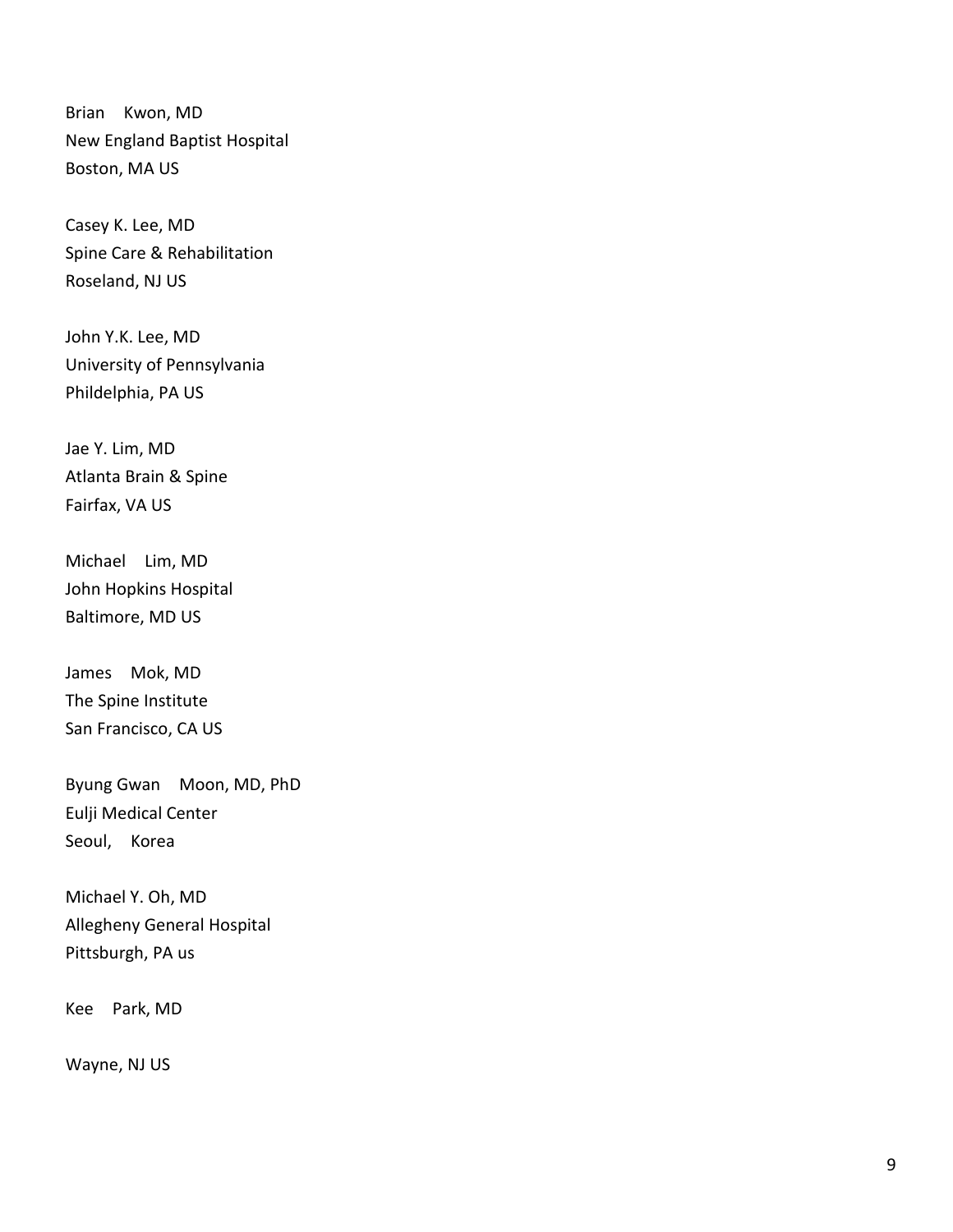Brian Kwon, MD
New England Baptist Hospital
Boston, MA US

Casey K. Lee, MD
Spine Care & Rehabilitation
Roseland, NJ US

John Y.K. Lee, MD
University of Pennsylvania
Phildelphia, PA US

Jae Y. Lim, MD
Atlanta Brain & Spine
Fairfax, VA US

Michael Lim, MD
John Hopkins Hospital
Baltimore, MD US

James Mok, MD
The Spine Institute
San Francisco, CA US

Byung Gwan Moon, MD, PhD
Eulji Medical Center
Seoul, Korea

Michael Y. Oh, MD
Allegheny General Hospital
Pittsburgh, PA us

Kee Park, MD

Wayne, NJ US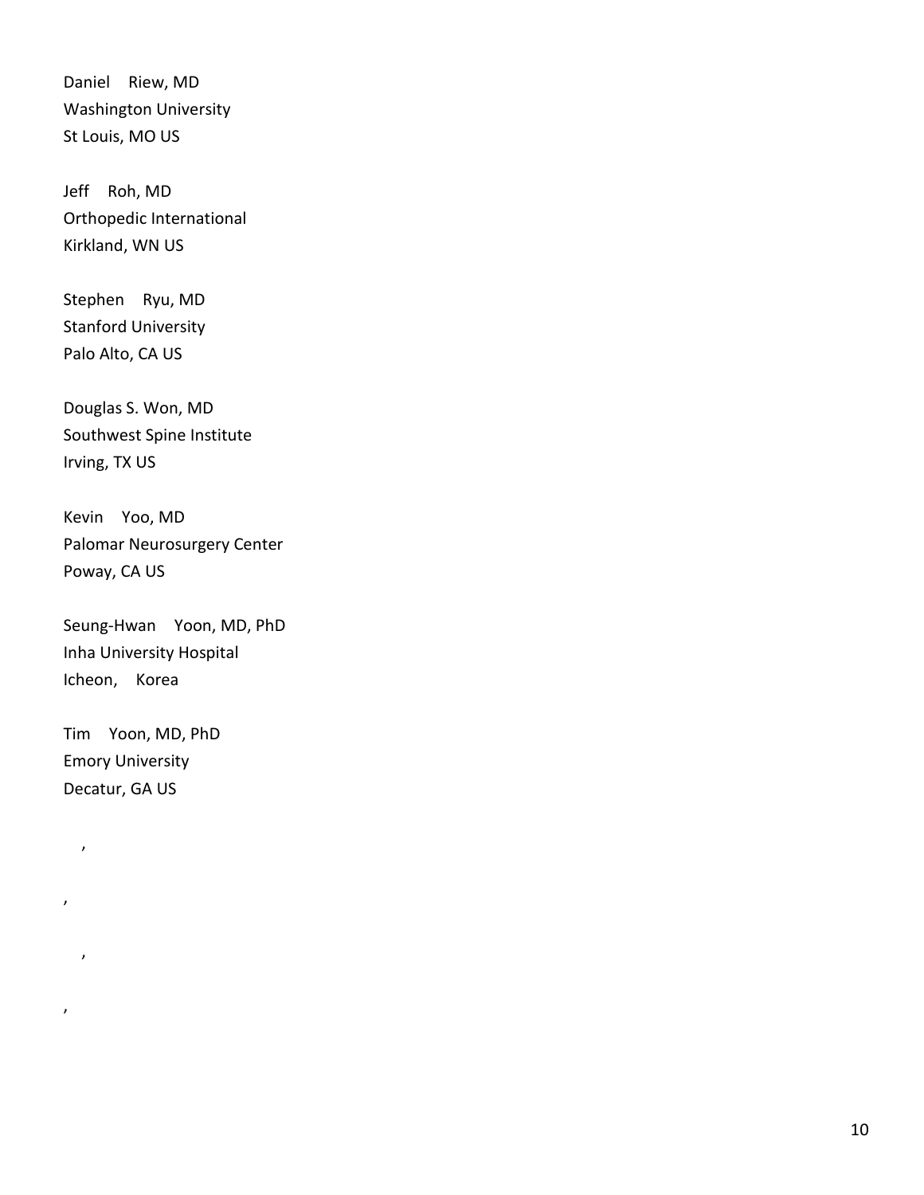Daniel Riew, MD
Washington University
St Louis, MO US

Jeff Roh, MD
Orthopedic International
Kirkland, WN US

Stephen Ryu, MD
Stanford University
Palo Alto, CA US

Douglas S. Won, MD
Southwest Spine Institute
Irving, TX US

Kevin Yoo, MD
Palomar Neurosurgery Center
Poway, CA US

Seung-Hwan Yoon, MD, PhD
Inha University Hospital
Icheon, Korea

Tim Yoon, MD, PhD
Emory University
Decatur, GA US

,

,

,

,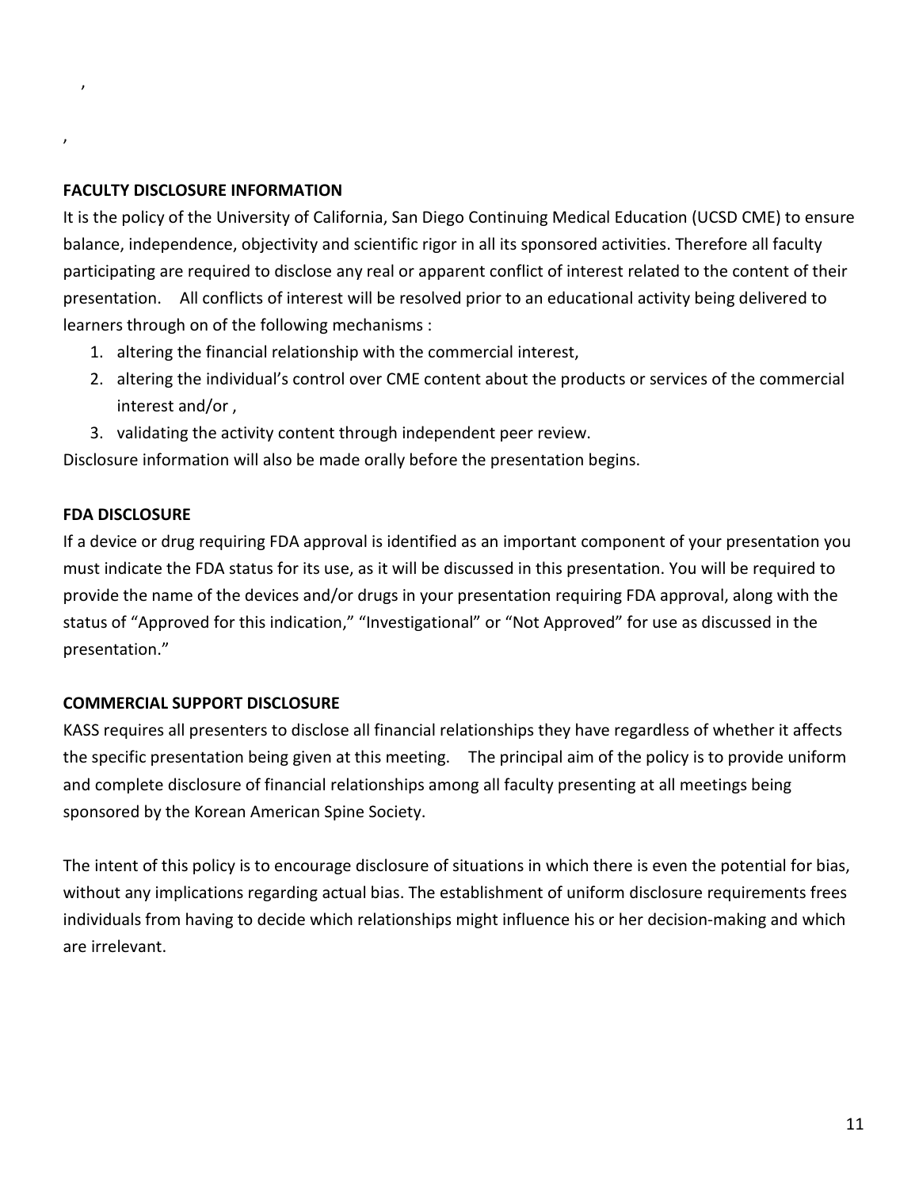,

,

**FACULTY DISCLOSURE INFORMATION**

It is the policy of the University of California, San Diego Continuing Medical Education (UCSD CME) to ensure balance, independence, objectivity and scientific rigor in all its sponsored activities. Therefore all faculty participating are required to disclose any real or apparent conflict of interest related to the content of their presentation. All conflicts of interest will be resolved prior to an educational activity being delivered to learners through on of the following mechanisms :

1. altering the financial relationship with the commercial interest,
2. altering the individual's control over CME content about the products or services of the commercial interest and/or ,
3. validating the activity content through independent peer review.

Disclosure information will also be made orally before the presentation begins.

**FDA DISCLOSURE**

If a device or drug requiring FDA approval is identified as an important component of your presentation you must indicate the FDA status for its use, as it will be discussed in this presentation. You will be required to provide the name of the devices and/or drugs in your presentation requiring FDA approval, along with the status of "Approved for this indication," "Investigational" or "Not Approved" for use as discussed in the presentation."

**COMMERCIAL SUPPORT DISCLOSURE**

KASS requires all presenters to disclose all financial relationships they have regardless of whether it affects the specific presentation being given at this meeting. The principal aim of the policy is to provide uniform and complete disclosure of financial relationships among all faculty presenting at all meetings being sponsored by the Korean American Spine Society.

The intent of this policy is to encourage disclosure of situations in which there is even the potential for bias, without any implications regarding actual bias. The establishment of uniform disclosure requirements frees individuals from having to decide which relationships might influence his or her decision-making and which are irrelevant.